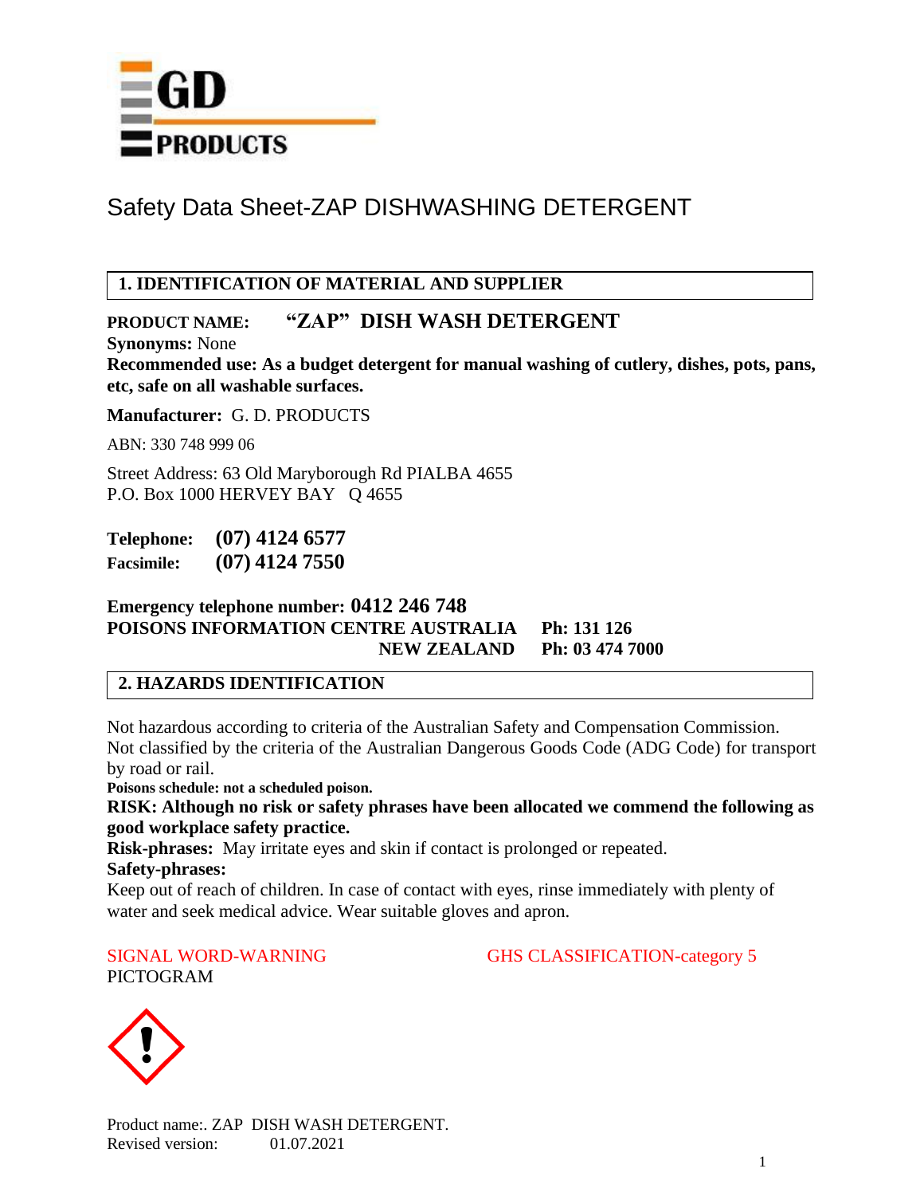GD PRODUCTS

# Safety Data Sheet-ZAP DISHWASHING DETERGENT

## 1. IDENTIFICATION OF MATERIAL AND SUPPLIER

**PRODUCT NAME:** **"ZAP" DISH WASH DETERGENT**

**Synonyms:** None

**Recommended use: As a budget detergent for manual washing of cutlery, dishes, pots, pans, etc, safe on all washable surfaces.**

**Manufacturer:** G. D. PRODUCTS

ABN: 330 748 999 06

Street Address: 63 Old Maryborough Rd PIALBA 4655
P.O. Box 1000 HERVEY BAY Q 4655

**Telephone:** **(07) 4124 6577**
**Facsimile:** **(07) 4124 7550**

**Emergency telephone number: 0412 246 748**
**POISONS INFORMATION CENTRE AUSTRALIA Ph: 131 126**
**NEW ZEALAND Ph: 03 474 7000**

## 2. HAZARDS IDENTIFICATION

Not hazardous according to criteria of the Australian Safety and Compensation Commission.
Not classified by the criteria of the Australian Dangerous Goods Code (ADG Code) for transport by road or rail.

**Poisons schedule: not a scheduled poison.**

**RISK: Although no risk or safety phrases have been allocated we commend the following as good workplace safety practice.**

**Risk-phrases:** May irritate eyes and skin if contact is prolonged or repeated.

**Safety-phrases:**

Keep out of reach of children. In case of contact with eyes, rinse immediately with plenty of water and seek medical advice. Wear suitable gloves and apron.

SIGNAL WORD-WARNING

GHS CLASSIFICATION-category 5

PICTOGRAM

Product name:. ZAP DISH WASH DETERGENT.
Revised version: 01.07.2021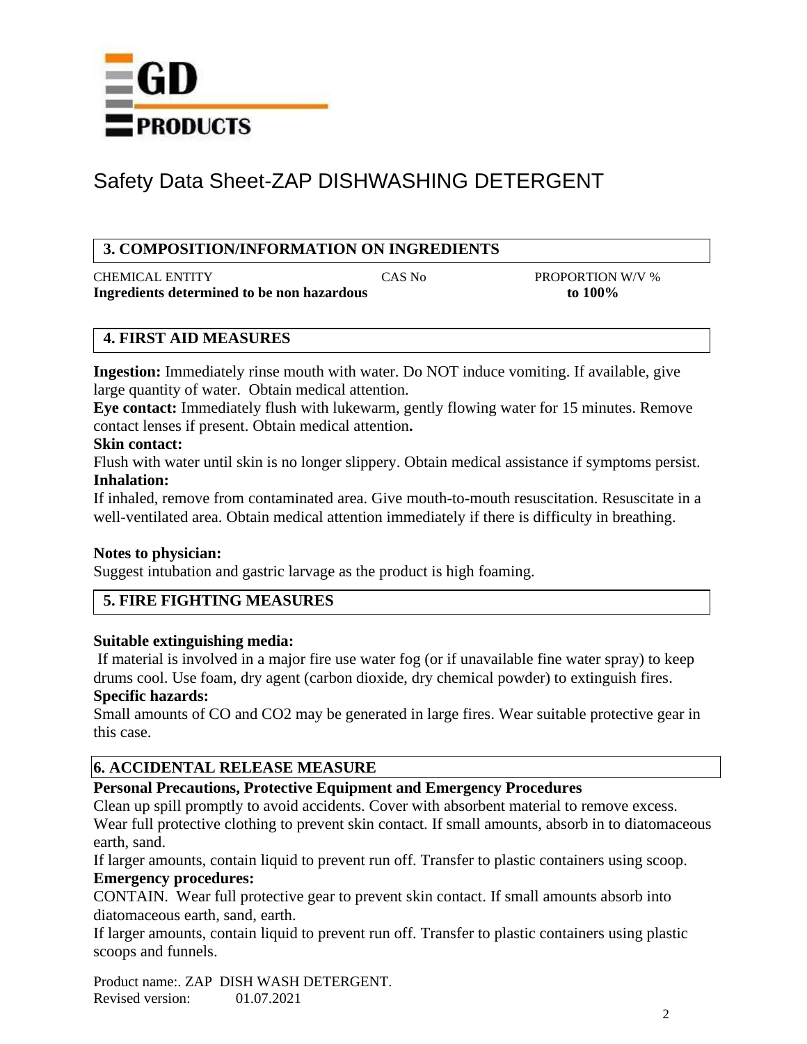GD PRODUCTS

# Safety Data Sheet-ZAP DISHWASHING DETERGENT

## 3. COMPOSITION/INFORMATION ON INGREDIENTS

| CHEMICAL ENTITY | CAS No | PROPORTION W/V % |
|---|---|---|
| **Ingredients determined to be non hazardous** | | **to 100%** |

## 4. FIRST AID MEASURES

**Ingestion:** Immediately rinse mouth with water. Do NOT induce vomiting. If available, give large quantity of water. Obtain medical attention.

**Eye contact:** Immediately flush with lukewarm, gently flowing water for 15 minutes. Remove contact lenses if present. Obtain medical attention**.**

**Skin contact:**

Flush with water until skin is no longer slippery. Obtain medical assistance if symptoms persist.

**Inhalation:**

If inhaled, remove from contaminated area. Give mouth-to-mouth resuscitation. Resuscitate in a well-ventilated area. Obtain medical attention immediately if there is difficulty in breathing.

**Notes to physician:**

Suggest intubation and gastric larvage as the product is high foaming.

## 5. FIRE FIGHTING MEASURES

**Suitable extinguishing media:**

If material is involved in a major fire use water fog (or if unavailable fine water spray) to keep drums cool. Use foam, dry agent (carbon dioxide, dry chemical powder) to extinguish fires.

**Specific hazards:**

Small amounts of CO and $CO_2$ may be generated in large fires. Wear suitable protective gear in this case.

## 6. ACCIDENTAL RELEASE MEASURE

**Personal Precautions, Protective Equipment and Emergency Procedures**

Clean up spill promptly to avoid accidents. Cover with absorbent material to remove excess. Wear full protective clothing to prevent skin contact. If small amounts, absorb in to diatomaceous earth, sand.

If larger amounts, contain liquid to prevent run off. Transfer to plastic containers using scoop.

**Emergency procedures:**

CONTAIN. Wear full protective gear to prevent skin contact. If small amounts absorb into diatomaceous earth, sand, earth.

If larger amounts, contain liquid to prevent run off. Transfer to plastic containers using plastic scoops and funnels.

Product name:. ZAP DISH WASH DETERGENT.
Revised version: 01.07.2021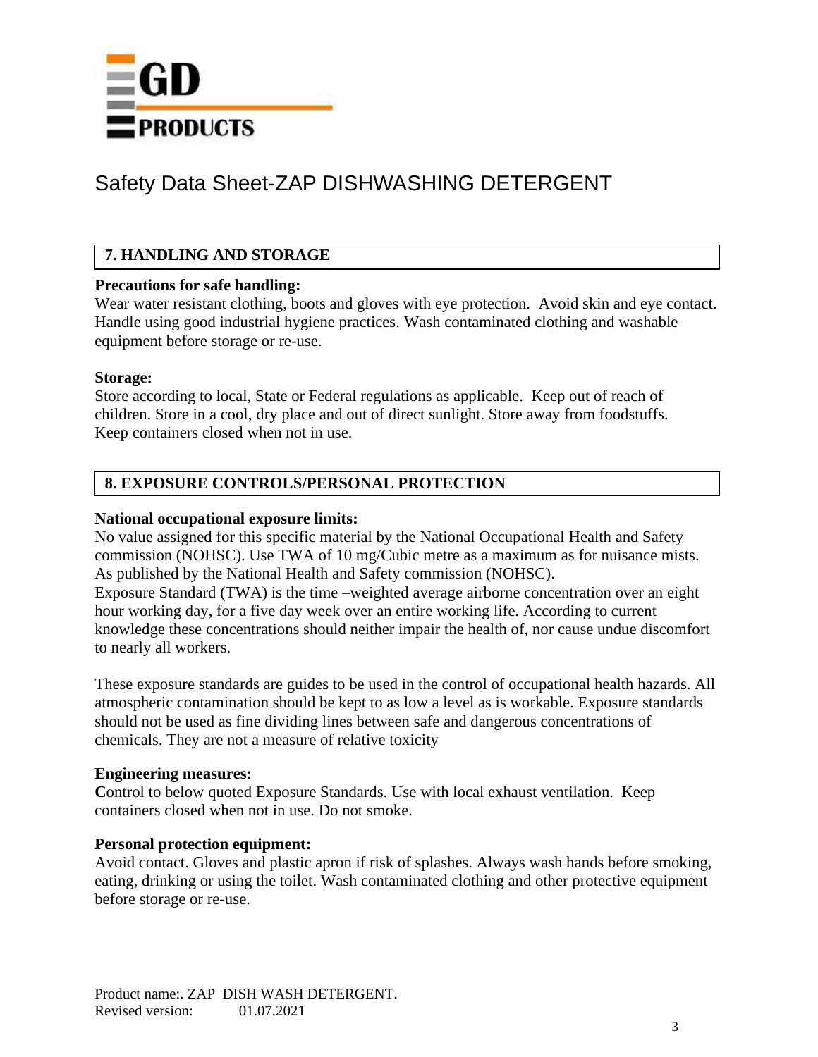# Safety Data Sheet-ZAP DISHWASHING DETERGENT

## 7. HANDLING AND STORAGE

**Precautions for safe handling:**
Wear water resistant clothing, boots and gloves with eye protection. Avoid skin and eye contact. Handle using good industrial hygiene practices. Wash contaminated clothing and washable equipment before storage or re-use.

**Storage:**
Store according to local, State or Federal regulations as applicable. Keep out of reach of children. Store in a cool, dry place and out of direct sunlight. Store away from foodstuffs. Keep containers closed when not in use.

## 8. EXPOSURE CONTROLS/PERSONAL PROTECTION

**National occupational exposure limits:**
No value assigned for this specific material by the National Occupational Health and Safety commission (NOHSC). Use TWA of 10 mg/Cubic metre as a maximum as for nuisance mists. As published by the National Health and Safety commission (NOHSC).
Exposure Standard (TWA) is the time –weighted average airborne concentration over an eight hour working day, for a five day week over an entire working life. According to current knowledge these concentrations should neither impair the health of, nor cause undue discomfort to nearly all workers.

These exposure standards are guides to be used in the control of occupational health hazards. All atmospheric contamination should be kept to as low a level as is workable. Exposure standards should not be used as fine dividing lines between safe and dangerous concentrations of chemicals. They are not a measure of relative toxicity

**Engineering measures:**
**C**ontrol to below quoted Exposure Standards. Use with local exhaust ventilation. Keep containers closed when not in use. Do not smoke.

**Personal protection equipment:**
Avoid contact. Gloves and plastic apron if risk of splashes. Always wash hands before smoking, eating, drinking or using the toilet. Wash contaminated clothing and other protective equipment before storage or re-use.

Product name:. ZAP DISH WASH DETERGENT.
Revised version: 01.07.2021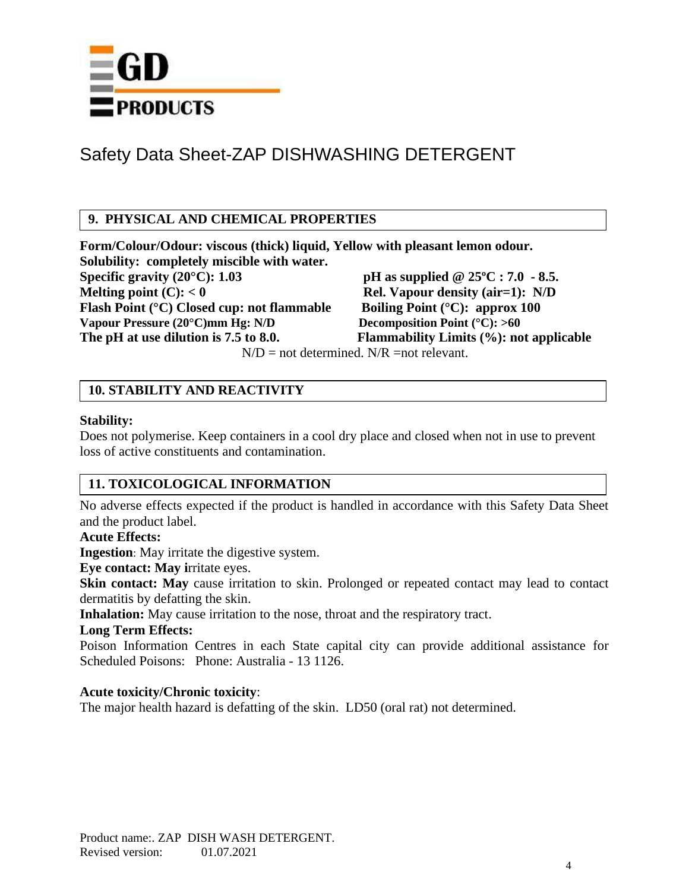# Safety Data Sheet-ZAP DISHWASHING DETERGENT

## 9. PHYSICAL AND CHEMICAL PROPERTIES

**Form/Colour/Odour: viscous (thick) liquid, Yellow with pleasant lemon odour.**
**Solubility: completely miscible with water.**

**Specific gravity (20°C): 1.03**
**pH as supplied @ 25ºC : 7.0 - 8.5.**
**Melting point (C): < 0**
**Rel. Vapour density (air=1): N/D**
**Flash Point (°C) Closed cup: not flammable**
**Boiling Point (°C): approx 100**
**Vapour Pressure (20°C)mm Hg: N/D**
**Decomposition Point (°C): >60**
**The pH at use dilution is 7.5 to 8.0.**
**Flammability Limits (%): not applicable**

N/D = not determined. N/R =not relevant.

## 10. STABILITY AND REACTIVITY

**Stability:**

Does not polymerise. Keep containers in a cool dry place and closed when not in use to prevent loss of active constituents and contamination.

## 11. TOXICOLOGICAL INFORMATION

No adverse effects expected if the product is handled in accordance with this Safety Data Sheet and the product label.

**Acute Effects:**

**Ingestion**: May irritate the digestive system.

**Eye contact: May i**rritate eyes.

**Skin contact: May** cause irritation to skin. Prolonged or repeated contact may lead to contact dermatitis by defatting the skin.

**Inhalation:** May cause irritation to the nose, throat and the respiratory tract.

**Long Term Effects:**

Poison Information Centres in each State capital city can provide additional assistance for Scheduled Poisons: Phone: Australia - 13 1126.

**Acute toxicity/Chronic toxicity**:

The major health hazard is defatting of the skin. LD50 (oral rat) not determined.

Product name:. ZAP DISH WASH DETERGENT.
Revised version: 01.07.2021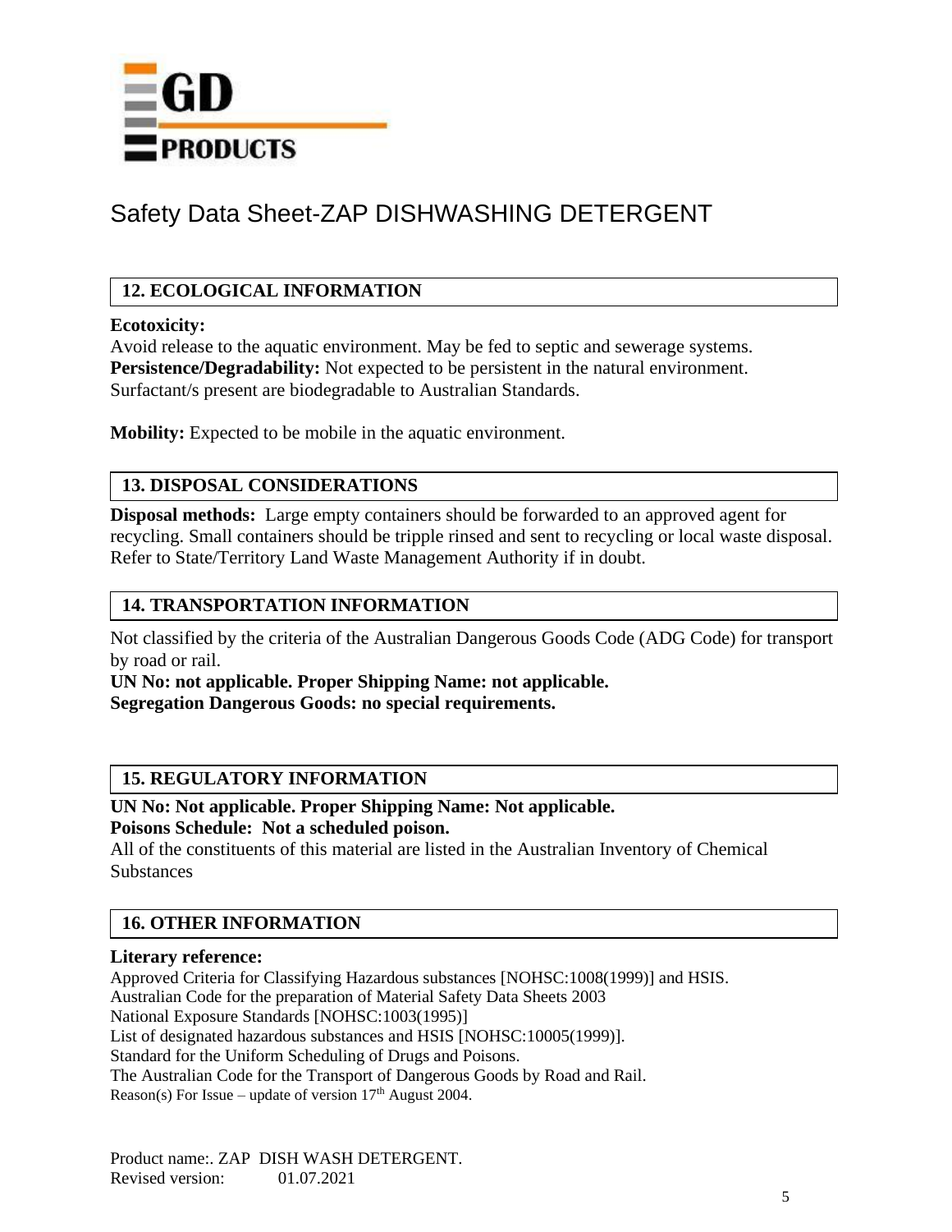GD PRODUCTS

# Safety Data Sheet-ZAP DISHWASHING DETERGENT

## 12. ECOLOGICAL INFORMATION

**Ecotoxicity:**
Avoid release to the aquatic environment. May be fed to septic and sewerage systems.
**Persistence/Degradability:** Not expected to be persistent in the natural environment. Surfactant/s present are biodegradable to Australian Standards.

**Mobility:** Expected to be mobile in the aquatic environment.

## 13. DISPOSAL CONSIDERATIONS

**Disposal methods:** Large empty containers should be forwarded to an approved agent for recycling. Small containers should be tripple rinsed and sent to recycling or local waste disposal. Refer to State/Territory Land Waste Management Authority if in doubt.

## 14. TRANSPORTATION INFORMATION

Not classified by the criteria of the Australian Dangerous Goods Code (ADG Code) for transport by road or rail.
**UN No: not applicable. Proper Shipping Name: not applicable.**
**Segregation Dangerous Goods: no special requirements.**

## 15. REGULATORY INFORMATION

**UN No: Not applicable. Proper Shipping Name: Not applicable.**
**Poisons Schedule: Not a scheduled poison.**
All of the constituents of this material are listed in the Australian Inventory of Chemical Substances

## 16. OTHER INFORMATION

**Literary reference:**
Approved Criteria for Classifying Hazardous substances [NOHSC:1008(1999)] and HSIS.
Australian Code for the preparation of Material Safety Data Sheets 2003
National Exposure Standards [NOHSC:1003(1995)]
List of designated hazardous substances and HSIS [NOHSC:10005(1999)].
Standard for the Uniform Scheduling of Drugs and Poisons.
The Australian Code for the Transport of Dangerous Goods by Road and Rail.
Reason(s) For Issue – update of version 17th August 2004.

Product name:. ZAP DISH WASH DETERGENT.
Revised version: 01.07.2021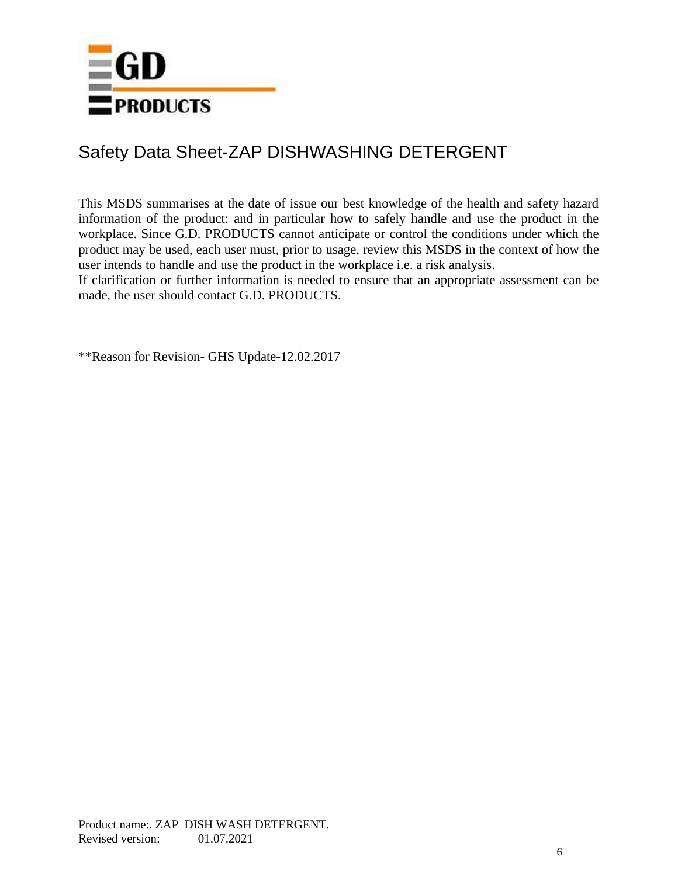# Safety Data Sheet-ZAP DISHWASHING DETERGENT

This MSDS summarises at the date of issue our best knowledge of the health and safety hazard information of the product: and in particular how to safely handle and use the product in the workplace. Since G.D. PRODUCTS cannot anticipate or control the conditions under which the product may be used, each user must, prior to usage, review this MSDS in the context of how the user intends to handle and use the product in the workplace i.e. a risk analysis.
If clarification or further information is needed to ensure that an appropriate assessment can be made, the user should contact G.D. PRODUCTS.

**Reason for Revision- GHS Update-12.02.2017